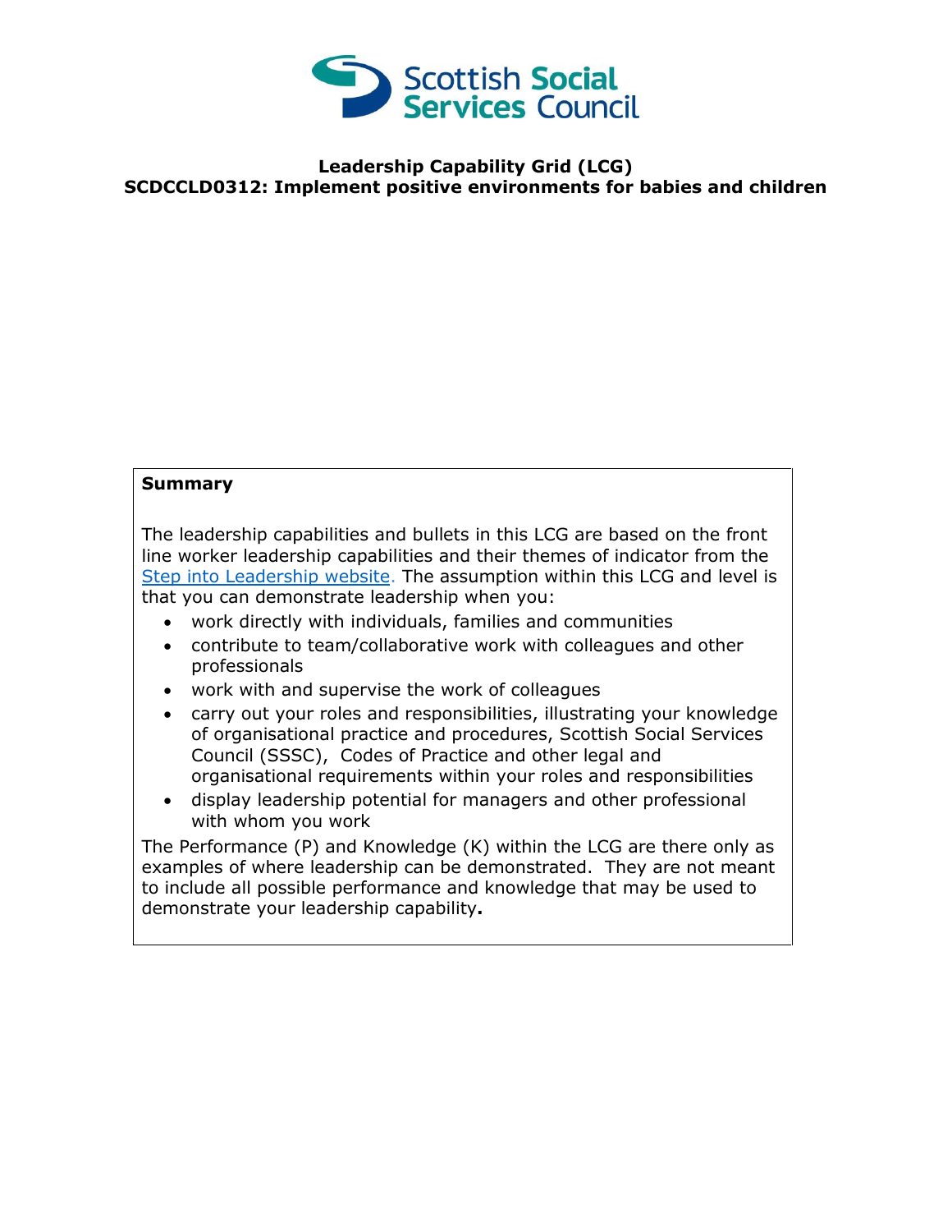Scottish Social Services Council

# Leadership Capability Grid (LCG)
# SCDCCLD0312: Implement positive environments for babies and children

**Summary**

The leadership capabilities and bullets in this LCG are based on the front line worker leadership capabilities and their themes of indicator from the Step into Leadership website. The assumption within this LCG and level is that you can demonstrate leadership when you:

- work directly with individuals, families and communities
- contribute to team/collaborative work with colleagues and other professionals
- work with and supervise the work of colleagues
- carry out your roles and responsibilities, illustrating your knowledge of organisational practice and procedures, Scottish Social Services Council (SSSC), Codes of Practice and other legal and organisational requirements within your roles and responsibilities
- display leadership potential for managers and other professional with whom you work

The Performance (P) and Knowledge (K) within the LCG are there only as examples of where leadership can be demonstrated. They are not meant to include all possible performance and knowledge that may be used to demonstrate your leadership capability**.**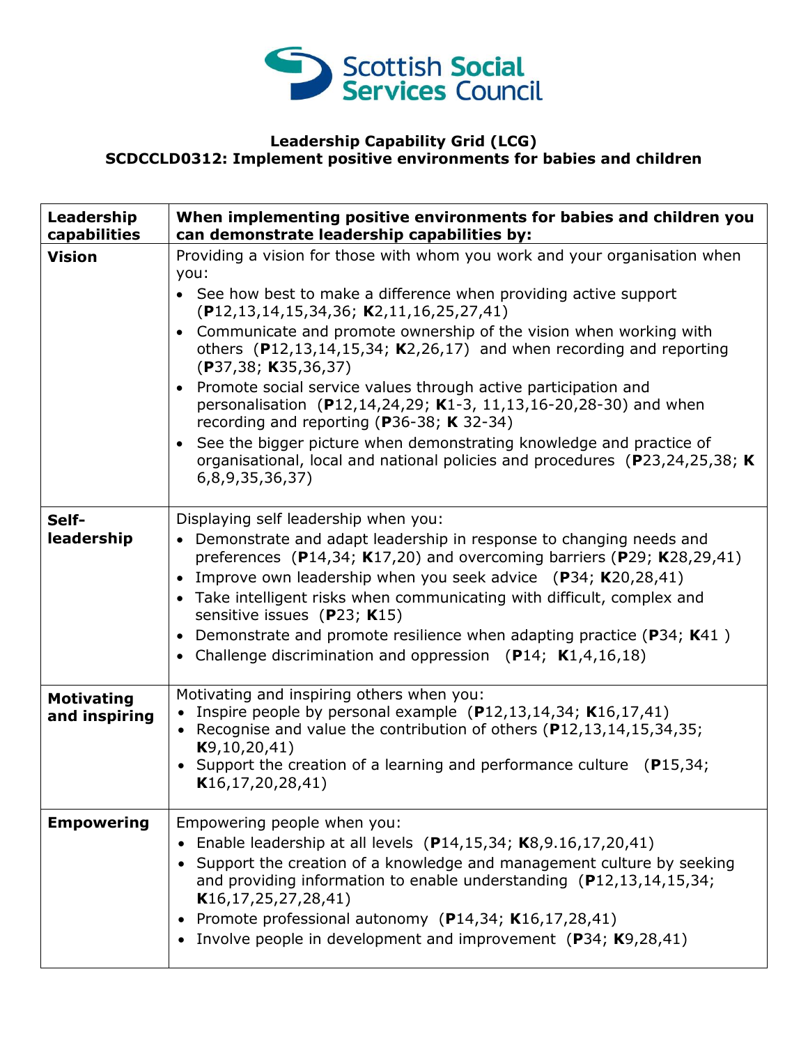**Leadership Capability Grid (LCG)**
**SCDCCLD0312: Implement positive environments for babies and children**

| Leadership capabilities | When implementing positive environments for babies and children you can demonstrate leadership capabilities by: |
|---|---|
| **Vision** | Providing a vision for those with whom you work and your organisation when you:<br>• See how best to make a difference when providing active support (**P**12,13,14,15,34,36; **K**2,11,16,25,27,41)<br>• Communicate and promote ownership of the vision when working with others (**P**12,13,14,15,34; **K**2,26,17) and when recording and reporting (**P**37,38; **K**35,36,37)<br>• Promote social service values through active participation and personalisation (**P**12,14,24,29; **K**1-3, 11,13,16-20,28-30) and when recording and reporting (**P**36-38; **K** 32-34)<br>• See the bigger picture when demonstrating knowledge and practice of organisational, local and national policies and procedures (**P**23,24,25,38; **K** 6,8,9,35,36,37) |
| **Self-leadership** | Displaying self leadership when you:<br>• Demonstrate and adapt leadership in response to changing needs and preferences (**P**14,34; **K**17,20) and overcoming barriers (**P**29; **K**28,29,41)<br>• Improve own leadership when you seek advice (**P**34; **K**20,28,41)<br>• Take intelligent risks when communicating with difficult, complex and sensitive issues (**P**23; **K**15)<br>• Demonstrate and promote resilience when adapting practice (**P**34; **K**41 )<br>• Challenge discrimination and oppression (**P**14; **K**1,4,16,18) |
| **Motivating and inspiring** | Motivating and inspiring others when you:<br>• Inspire people by personal example (**P**12,13,14,34; **K**16,17,41)<br>• Recognise and value the contribution of others (**P**12,13,14,15,34,35; **K**9,10,20,41)<br>• Support the creation of a learning and performance culture (**P**15,34; **K**16,17,20,28,41) |
| **Empowering** | Empowering people when you:<br>• Enable leadership at all levels (**P**14,15,34; **K**8,9.16,17,20,41)<br>• Support the creation of a knowledge and management culture by seeking and providing information to enable understanding (**P**12,13,14,15,34; **K**16,17,25,27,28,41)<br>• Promote professional autonomy (**P**14,34; **K**16,17,28,41)<br>• Involve people in development and improvement (**P**34; **K**9,28,41) |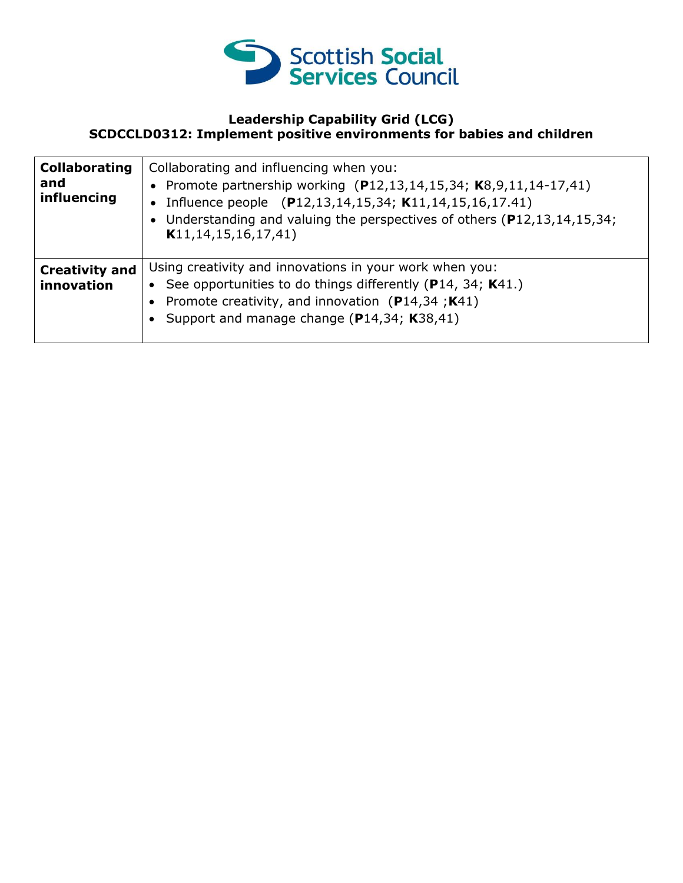**Leadership Capability Grid (LCG)**
**SCDCCLD0312: Implement positive environments for babies and children**

| | |
|---|---|
| **Collaborating and influencing** | Collaborating and influencing when you:<br>• Promote partnership working (**P**12,13,14,15,34; **K**8,9,11,14-17,41)<br>• Influence people (**P**12,13,14,15,34; **K**11,14,15,16,17.41)<br>• Understanding and valuing the perspectives of others (**P**12,13,14,15,34; **K**11,14,15,16,17,41) |
| **Creativity and innovation** | Using creativity and innovations in your work when you:<br>• See opportunities to do things differently (**P**14, 34; **K**41.)<br>• Promote creativity, and innovation (**P**14,34 ;**K**41)<br>• Support and manage change (**P**14,34; **K**38,41) |